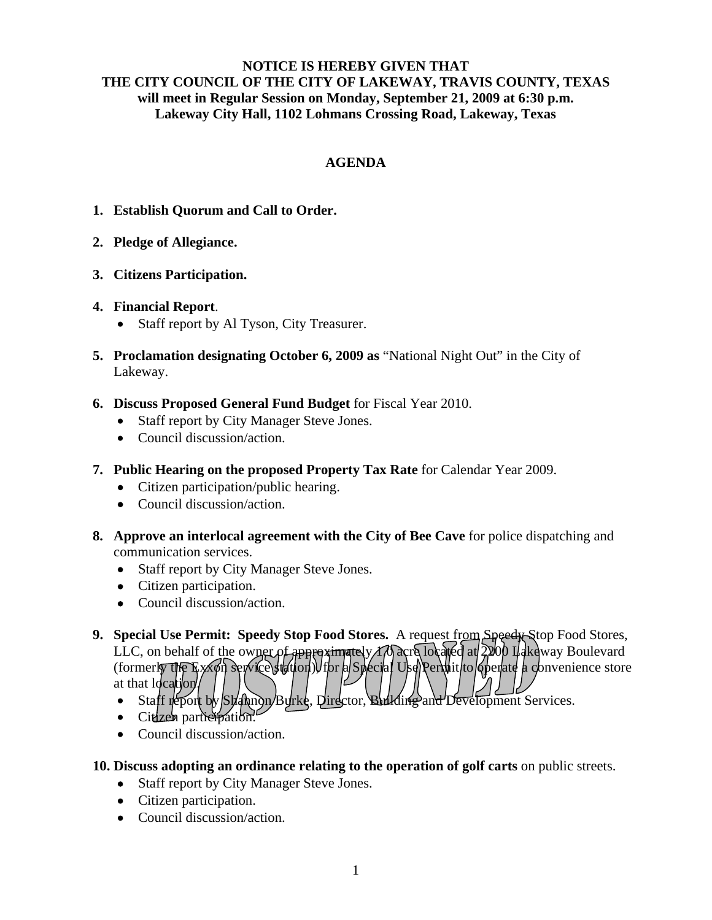**NOTICE IS HEREBY GIVEN THAT**
**THE CITY COUNCIL OF THE CITY OF LAKEWAY, TRAVIS COUNTY, TEXAS**
**will meet in Regular Session on Monday, September 21, 2009 at 6:30 p.m.**
**Lakeway City Hall, 1102 Lohmans Crossing Road, Lakeway, Texas**

## AGENDA

1. **Establish Quorum and Call to Order.**

2. **Pledge of Allegiance.**

3. **Citizens Participation.**

4. **Financial Report**.
   - Staff report by Al Tyson, City Treasurer.

5. **Proclamation designating October 6, 2009 as** "National Night Out" in the City of Lakeway.

6. **Discuss Proposed General Fund Budget** for Fiscal Year 2010.
   - Staff report by City Manager Steve Jones.
   - Council discussion/action.

7. **Public Hearing on the proposed Property Tax Rate** for Calendar Year 2009.
   - Citizen participation/public hearing.
   - Council discussion/action.

8. **Approve an interlocal agreement with the City of Bee Cave** for police dispatching and communication services.
   - Staff report by City Manager Steve Jones.
   - Citizen participation.
   - Council discussion/action.

9. **Special Use Permit: Speedy Stop Food Stores.** A request from Speedy Stop Food Stores, LLC, on behalf of the owner of approximately 1.0 acre located at 2200 Lakeway Boulevard (formerly the Exxon service station), for a Special Use Permit to operate a convenience store at that location.
   - Staff report by Shannon Burke, Director, Building and Development Services.
   - Citizen participation.
   - Council discussion/action.

   POSTPONED

10. **Discuss adopting an ordinance relating to the operation of golf carts** on public streets.
    - Staff report by City Manager Steve Jones.
    - Citizen participation.
    - Council discussion/action.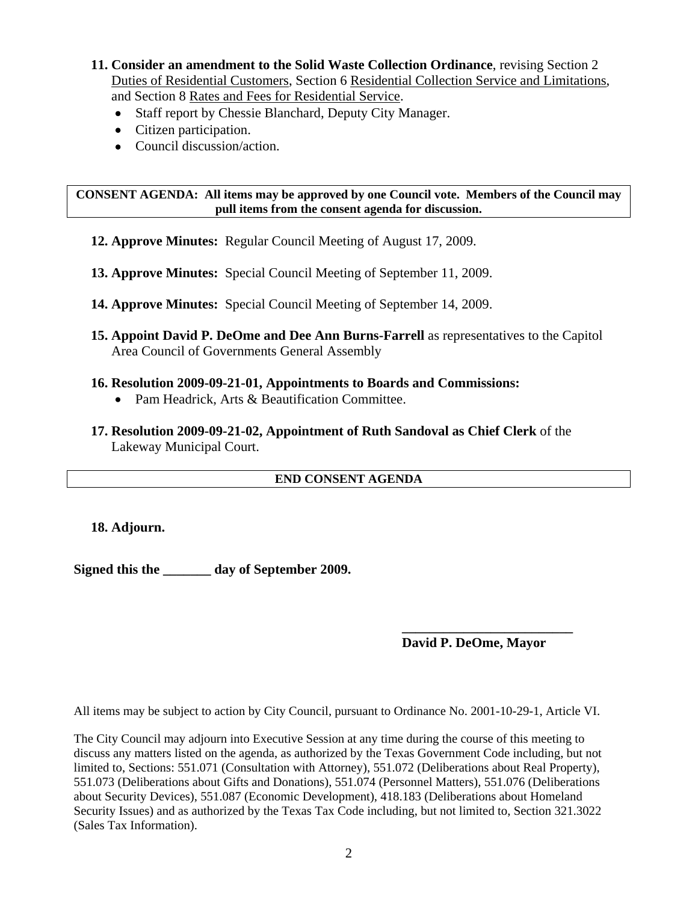11. **Consider an amendment to the Solid Waste Collection Ordinance**, revising Section 2 Duties of Residential Customers, Section 6 Residential Collection Service and Limitations, and Section 8 Rates and Fees for Residential Service.
    - Staff report by Chessie Blanchard, Deputy City Manager.
    - Citizen participation.
    - Council discussion/action.

**CONSENT AGENDA: All items may be approved by one Council vote. Members of the Council may pull items from the consent agenda for discussion.**

12. **Approve Minutes:** Regular Council Meeting of August 17, 2009.

13. **Approve Minutes:** Special Council Meeting of September 11, 2009.

14. **Approve Minutes:** Special Council Meeting of September 14, 2009.

15. **Appoint David P. DeOme and Dee Ann Burns-Farrell** as representatives to the Capitol Area Council of Governments General Assembly

16. **Resolution 2009-09-21-01, Appointments to Boards and Commissions:**
    - Pam Headrick, Arts & Beautification Committee.

17. **Resolution 2009-09-21-02, Appointment of Ruth Sandoval as Chief Clerk** of the Lakeway Municipal Court.

**END CONSENT AGENDA**

18. **Adjourn.**

**Signed this the _______ day of September 2009.**

**_________________________**
**David P. DeOme, Mayor**

All items may be subject to action by City Council, pursuant to Ordinance No. 2001-10-29-1, Article VI.

The City Council may adjourn into Executive Session at any time during the course of this meeting to discuss any matters listed on the agenda, as authorized by the Texas Government Code including, but not limited to, Sections: 551.071 (Consultation with Attorney), 551.072 (Deliberations about Real Property), 551.073 (Deliberations about Gifts and Donations), 551.074 (Personnel Matters), 551.076 (Deliberations about Security Devices), 551.087 (Economic Development), 418.183 (Deliberations about Homeland Security Issues) and as authorized by the Texas Tax Code including, but not limited to, Section 321.3022 (Sales Tax Information).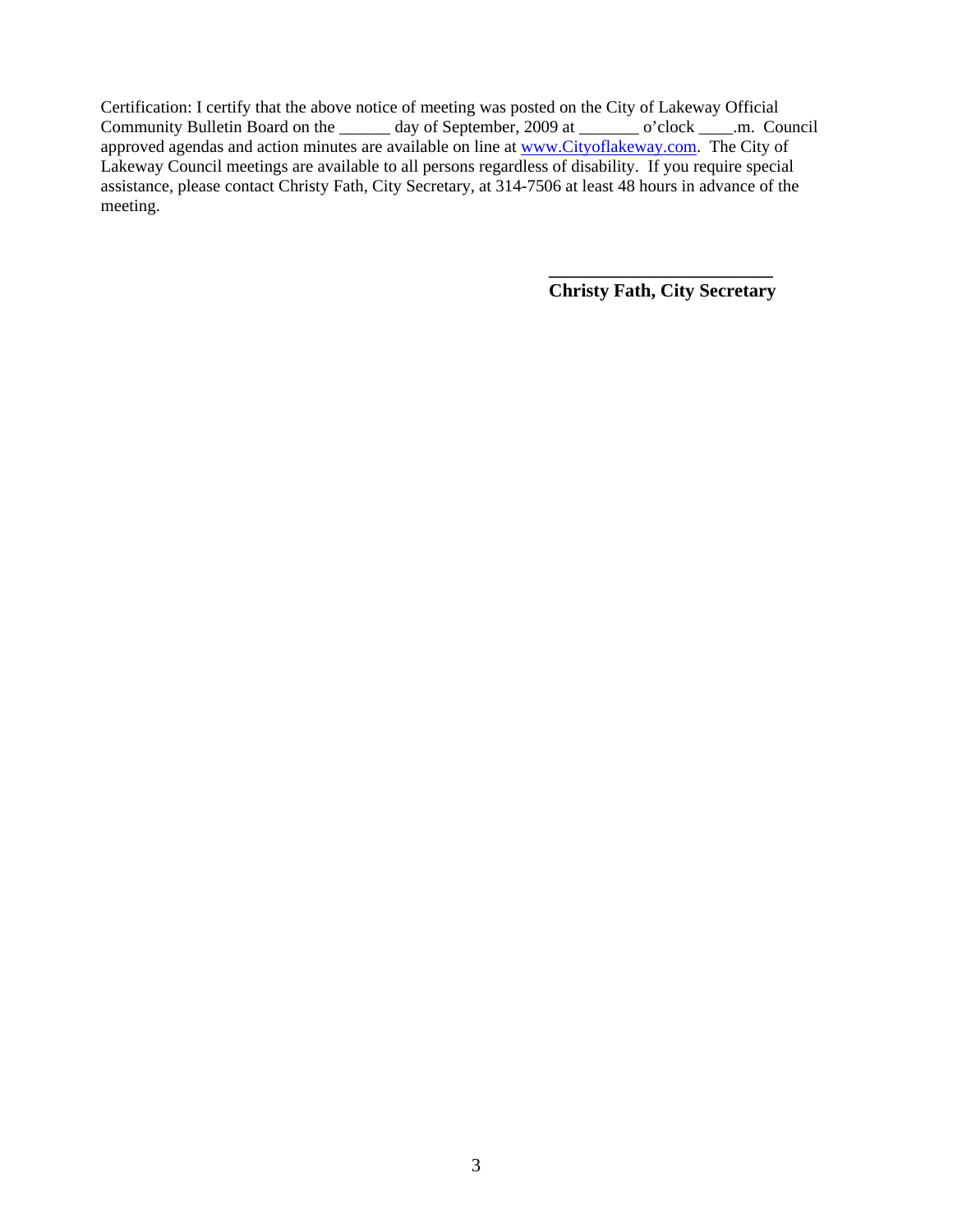Certification: I certify that the above notice of meeting was posted on the City of Lakeway Official Community Bulletin Board on the ______ day of September, 2009 at _______ o'clock ____.m. Council approved agendas and action minutes are available on line at www.Cityoflakeway.com. The City of Lakeway Council meetings are available to all persons regardless of disability. If you require special assistance, please contact Christy Fath, City Secretary, at 314-7506 at least 48 hours in advance of the meeting.

________________________

**Christy Fath, City Secretary**